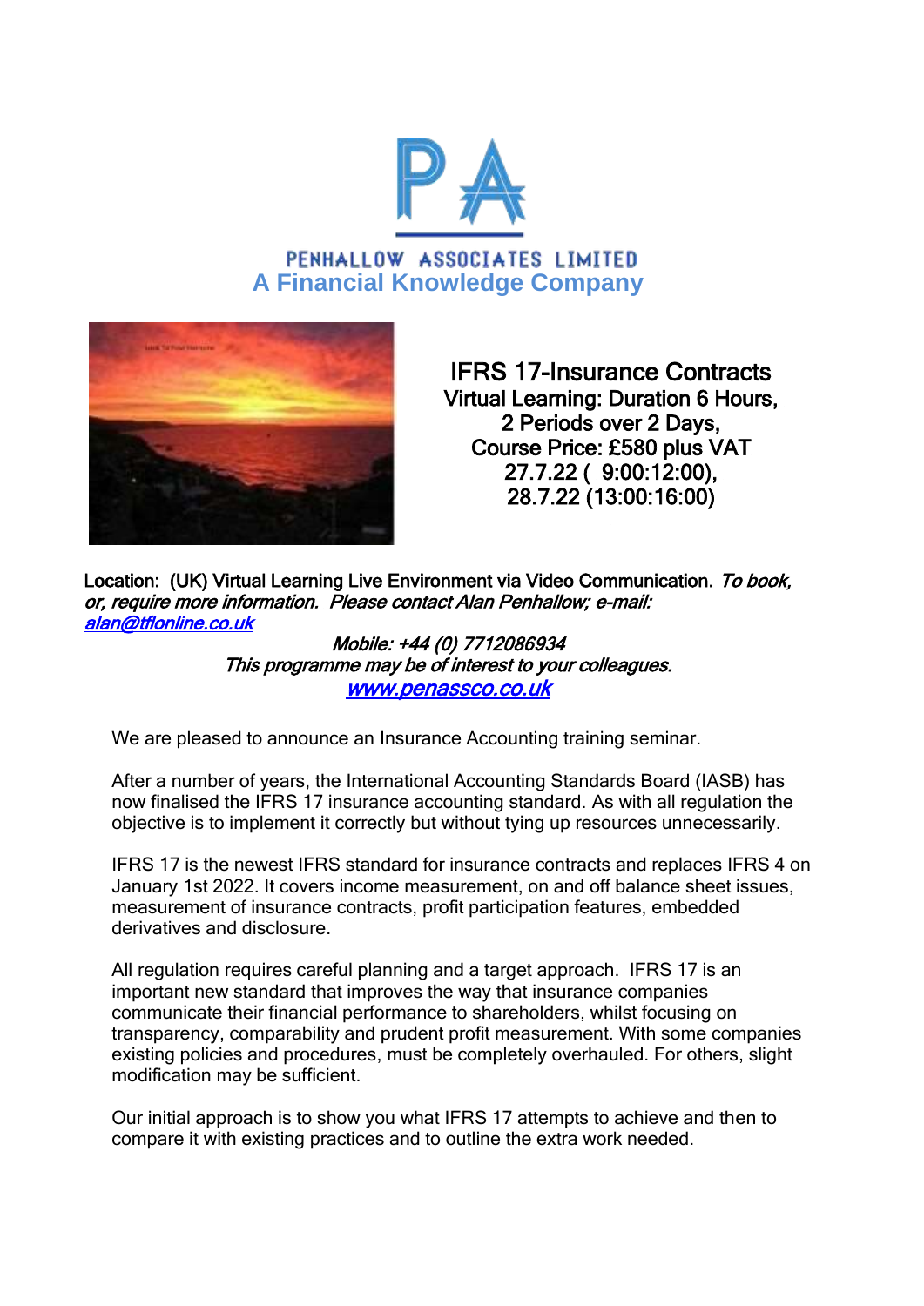PENHALLOW ASSOCIATES LIMITED

**A Financial Knowledge Company**

# IFRS 17-Insurance Contracts

Virtual Learning: Duration 6 Hours,
2 Periods over 2 Days,
Course Price: £580 plus VAT
27.7.22 ( 9:00:12:00),
28.7.22 (13:00:16:00)

Location: (UK) Virtual Learning Live Environment via Video Communication. *To book, or, require more information. Please contact Alan Penhallow; e-mail: [alan@tflonline.co.uk](mailto:alan@tflonline.co.uk)*

*Mobile: +44 (0) 7712086934*
*This programme may be of interest to your colleagues.*
*[www.penassco.co.uk](http://www.penassco.co.uk)*

We are pleased to announce an Insurance Accounting training seminar.

After a number of years, the International Accounting Standards Board (IASB) has now finalised the IFRS 17 insurance accounting standard. As with all regulation the objective is to implement it correctly but without tying up resources unnecessarily.

IFRS 17 is the newest IFRS standard for insurance contracts and replaces IFRS 4 on January 1st 2022. It covers income measurement, on and off balance sheet issues, measurement of insurance contracts, profit participation features, embedded derivatives and disclosure.

All regulation requires careful planning and a target approach. IFRS 17 is an important new standard that improves the way that insurance companies communicate their financial performance to shareholders, whilst focusing on transparency, comparability and prudent profit measurement. With some companies existing policies and procedures, must be completely overhauled. For others, slight modification may be sufficient.

Our initial approach is to show you what IFRS 17 attempts to achieve and then to compare it with existing practices and to outline the extra work needed.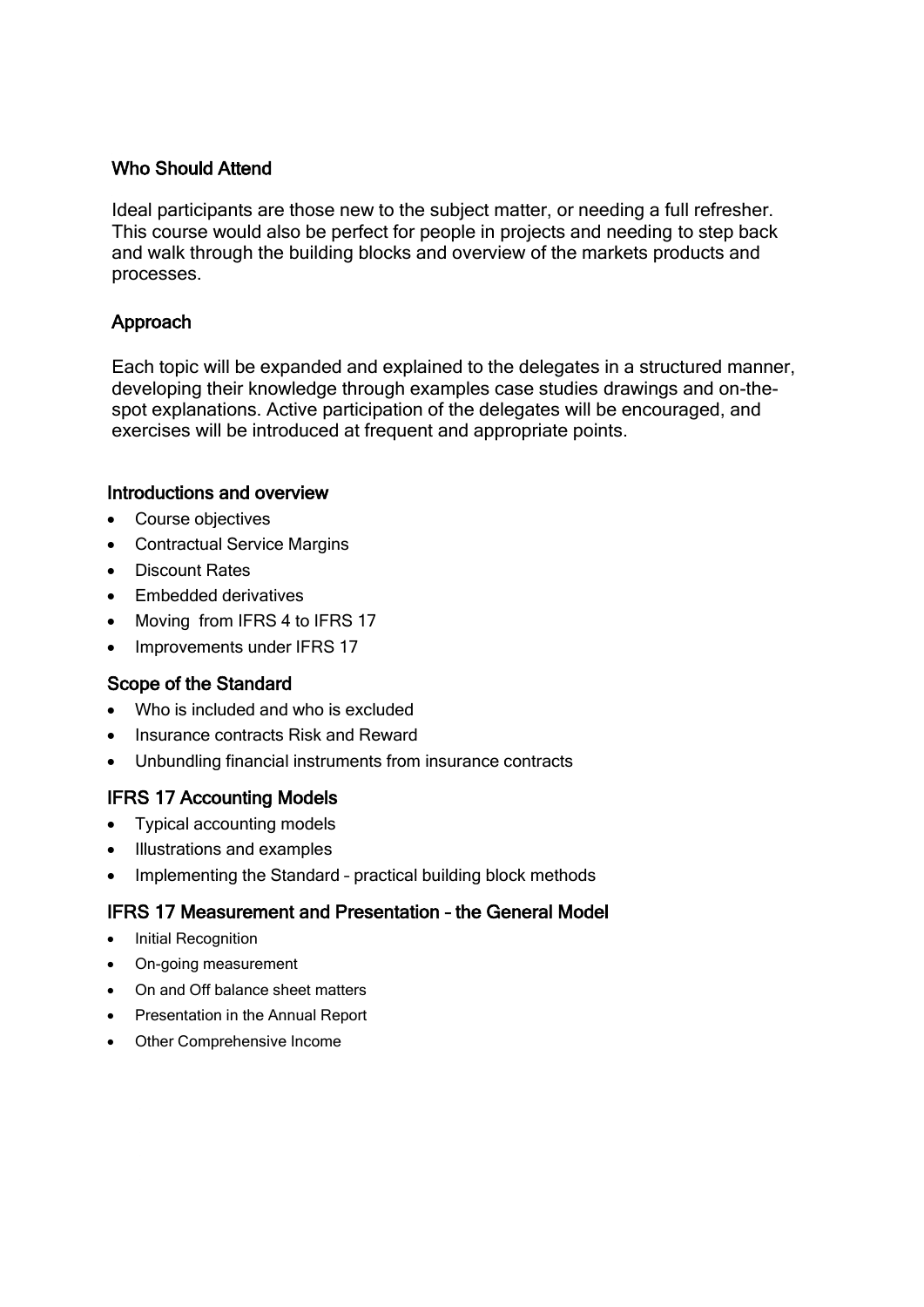## Who Should Attend

Ideal participants are those new to the subject matter, or needing a full refresher. This course would also be perfect for people in projects and needing to step back and walk through the building blocks and overview of the markets products and processes.

## Approach

Each topic will be expanded and explained to the delegates in a structured manner, developing their knowledge through examples case studies drawings and on-the-spot explanations. Active participation of the delegates will be encouraged, and exercises will be introduced at frequent and appropriate points.

### Introductions and overview

- Course objectives
- Contractual Service Margins
- Discount Rates
- Embedded derivatives
- Moving from IFRS 4 to IFRS 17
- Improvements under IFRS 17

### Scope of the Standard

- Who is included and who is excluded
- Insurance contracts Risk and Reward
- Unbundling financial instruments from insurance contracts

### IFRS 17 Accounting Models

- Typical accounting models
- Illustrations and examples
- Implementing the Standard – practical building block methods

### IFRS 17 Measurement and Presentation – the General Model

- Initial Recognition
- On-going measurement
- On and Off balance sheet matters
- Presentation in the Annual Report
- Other Comprehensive Income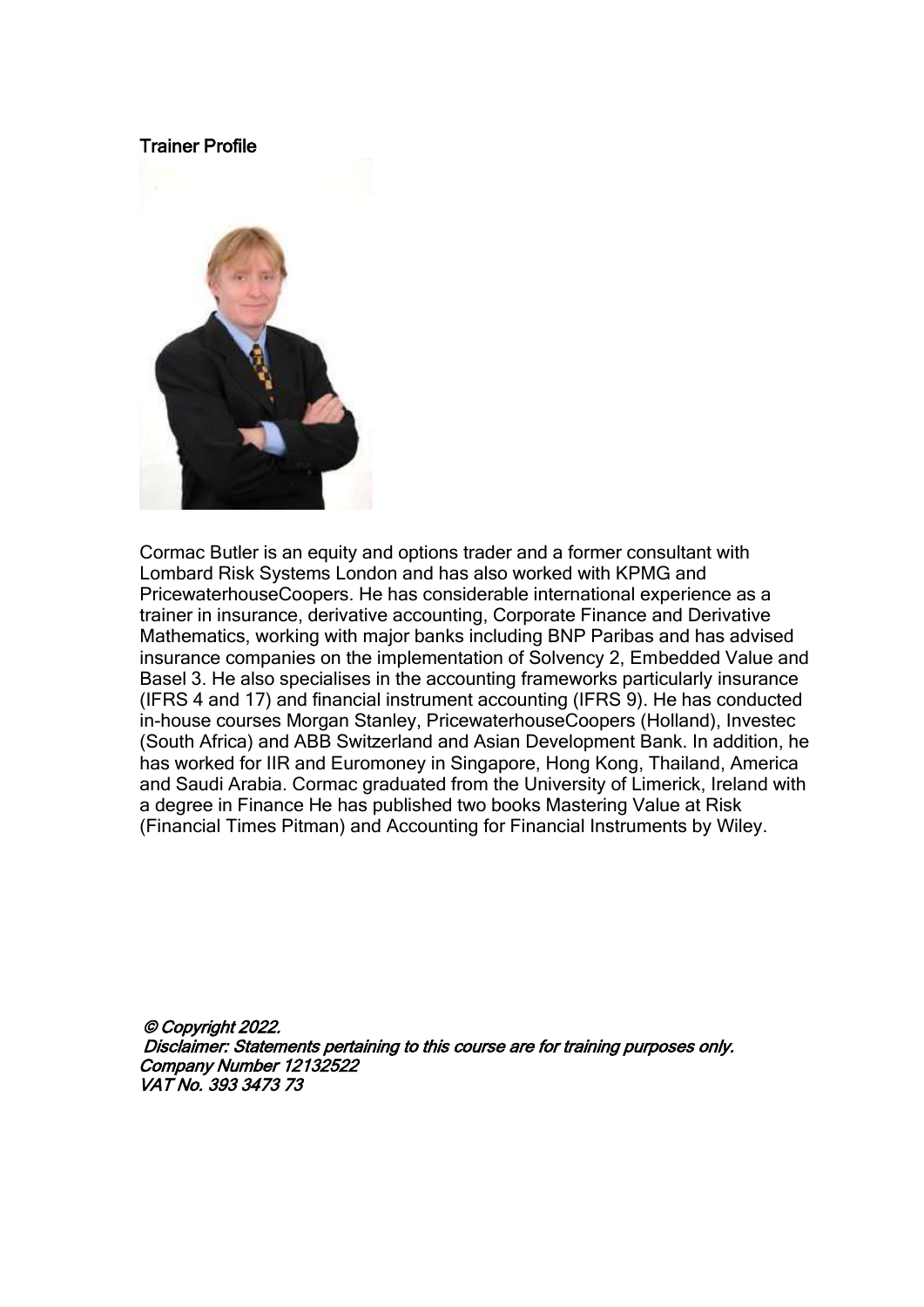Trainer Profile

Cormac Butler is an equity and options trader and a former consultant with Lombard Risk Systems London and has also worked with KPMG and PricewaterhouseCoopers. He has considerable international experience as a trainer in insurance, derivative accounting, Corporate Finance and Derivative Mathematics, working with major banks including BNP Paribas and has advised insurance companies on the implementation of Solvency 2, Embedded Value and Basel 3. He also specialises in the accounting frameworks particularly insurance (IFRS 4 and 17) and financial instrument accounting (IFRS 9). He has conducted in-house courses Morgan Stanley, PricewaterhouseCoopers (Holland), Investec (South Africa) and ABB Switzerland and Asian Development Bank. In addition, he has worked for IIR and Euromoney in Singapore, Hong Kong, Thailand, America and Saudi Arabia. Cormac graduated from the University of Limerick, Ireland with a degree in Finance He has published two books Mastering Value at Risk (Financial Times Pitman) and Accounting for Financial Instruments by Wiley.

*© Copyright 2022.*
*Disclaimer: Statements pertaining to this course are for training purposes only.*
*Company Number 12132522*
*VAT No. 393 3473 73*